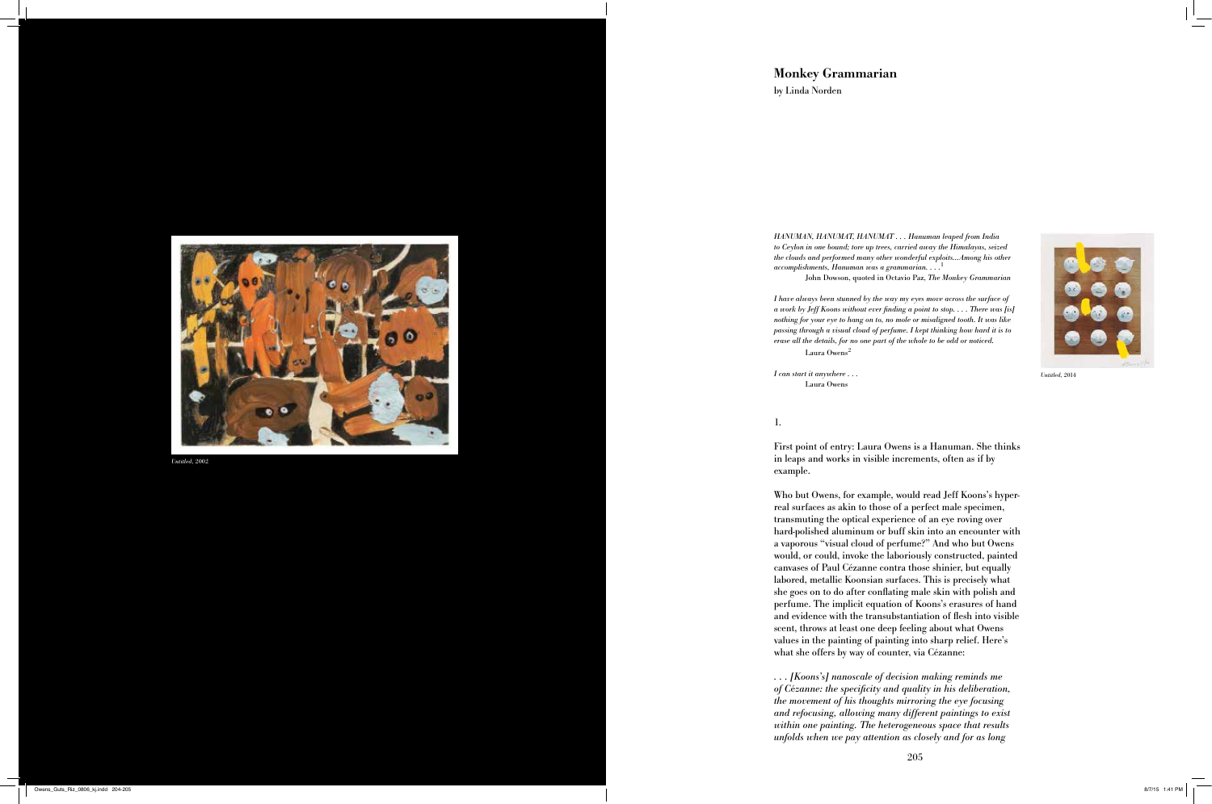*Untitled*, 2002

## Monkey Grammarian

by Linda Norden

*HANUMAN, HANUMAT, HANUMAT . . . Hanuman leaped from India to Ceylon in one bound; tore up trees, carried away the Himalayas, seized the clouds and performed many other wonderful exploits....Among his other accomplishments, Hanuman was a grammarian. . . .*[1]

John Dowson, quoted in Octavio Paz, *The Monkey Grammarian*

*I have always been stunned by the way my eyes move across the surface of a work by Jeff Koons without ever finding a point to stop. . . . There was [is] nothing for your eye to hang on to, no mole or misaligned tooth. It was like passing through a visual cloud of perfume. I kept thinking how hard it is to erase all the details, for no one part of the whole to be odd or noticed.*

Laura Owens[2]

*I can start it anywhere . . .*

Laura Owens

*Untitled*, 2014

1.

First point of entry: Laura Owens is a Hanuman. She thinks in leaps and works in visible increments, often as if by example.

Who but Owens, for example, would read Jeff Koons's hyper-real surfaces as akin to those of a perfect male specimen, transmuting the optical experience of an eye roving over hard-polished aluminum or buff skin into an encounter with a vaporous "visual cloud of perfume?" And who but Owens would, or could, invoke the laboriously constructed, painted canvases of Paul Cézanne contra those shinier, but equally labored, metallic Koonsian surfaces. This is precisely what she goes on to do after conflating male skin with polish and perfume. The implicit equation of Koons's erasures of hand and evidence with the transubstantiation of flesh into visible scent, throws at least one deep feeling about what Owens values in the painting of painting into sharp relief. Here's what she offers by way of counter, via Cézanne:

*. . . [Koons's] nanoscale of decision making reminds me of Cézanne: the specificity and quality in his deliberation, the movement of his thoughts mirroring the eye focusing and refocusing, allowing many different paintings to exist within one painting. The heterogeneous space that results unfolds when we pay attention as closely and for as long*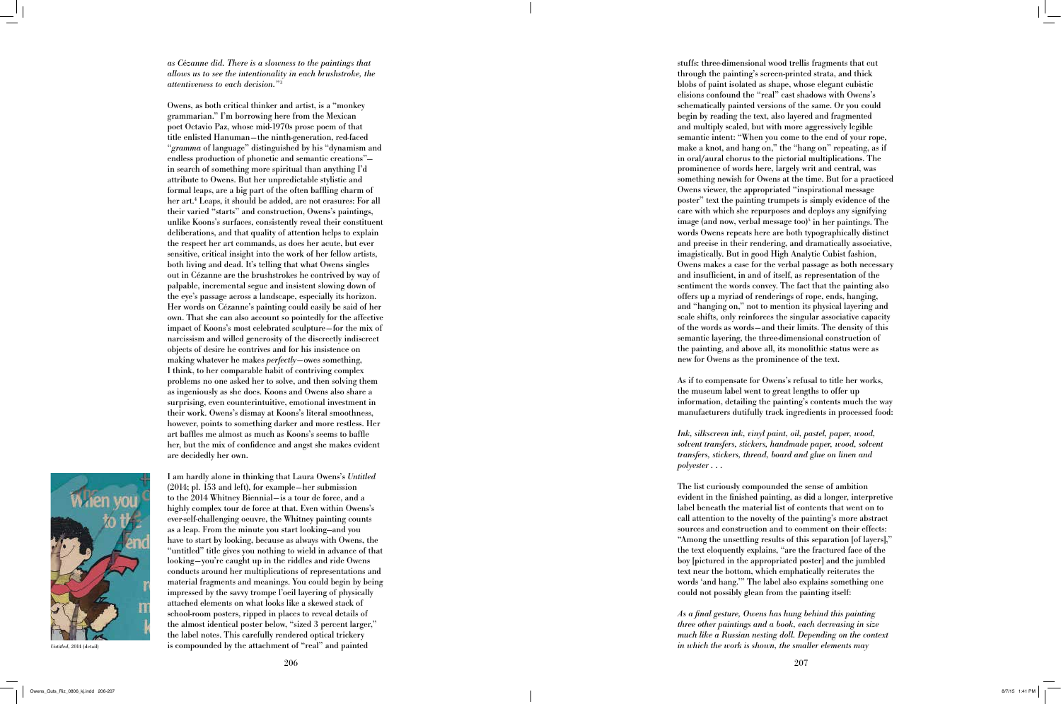*as Cézanne did. There is a slowness to the paintings that allows us to see the intentionality in each brushstroke, the attentiveness to each decision."*[3]

Owens, as both critical thinker and artist, is a "monkey grammarian." I'm borrowing here from the Mexican poet Octavio Paz, whose mid-1970s prose poem of that title enlisted Hanuman—the ninth-generation, red-faced "*gramma* of language" distinguished by his "dynamism and endless production of phonetic and semantic creations"—in search of something more spiritual than anything I'd attribute to Owens. But her unpredictable stylistic and formal leaps, are a big part of the often baffling charm of her art.[4] Leaps, it should be added, are not erasures: For all their varied "starts" and construction, Owens's paintings, unlike Koons's surfaces, consistently reveal their constituent deliberations, and that quality of attention helps to explain the respect her art commands, as does her acute, but ever sensitive, critical insight into the work of her fellow artists, both living and dead. It's telling that what Owens singles out in Cézanne are the brushstrokes he contrived by way of palpable, incremental segue and insistent slowing down of the eye's passage across a landscape, especially its horizon. Her words on Cézanne's painting could easily be said of her own. That she can also account so pointedly for the affective impact of Koons's most celebrated sculpture—for the mix of narcissism and willed generosity of the discreetly indiscreet objects of desire he contrives and for his insistence on making whatever he makes *perfectly*—owes something, I think, to her comparable habit of contriving complex problems no one asked her to solve, and then solving them as ingeniously as she does. Koons and Owens also share a surprising, even counterintuitive, emotional investment in their work. Owens's dismay at Koons's literal smoothness, however, points to something darker and more restless. Her art baffles me almost as much as Koons's seems to baffle her, but the mix of confidence and angst she makes evident are decidedly her own.

*Untitled*, 2014 (detail)

I am hardly alone in thinking that Laura Owens's *Untitled* (2014; pl. 153 and left), for example—her submission to the 2014 Whitney Biennial—is a tour de force, and a highly complex tour de force at that. Even within Owens's ever-self-challenging oeuvre, the Whitney painting counts as a leap. From the minute you start looking—and you have to start by looking, because as always with Owens, the "untitled" title gives you nothing to wield in advance of that looking—you're caught up in the riddles and ride Owens conducts around her multiplications of representations and material fragments and meanings. You could begin by being impressed by the savvy trompe l'oeil layering of physically attached elements on what looks like a skewed stack of school-room posters, ripped in places to reveal details of the almost identical poster below, "sized 3 percent larger," the label notes. This carefully rendered optical trickery is compounded by the attachment of "real" and painted stuffs: three-dimensional wood trellis fragments that cut through the painting's screen-printed strata, and thick blobs of paint isolated as shape, whose elegant cubistic elisions confound the "real" cast shadows with Owens's schematically painted versions of the same. Or you could begin by reading the text, also layered and fragmented and multiply scaled, but with more aggressively legible semantic intent: "When you come to the end of your rope, make a knot, and hang on," the "hang on" repeating, as if in oral/aural chorus to the pictorial multiplications. The prominence of words here, largely writ and central, was something newish for Owens at the time. But for a practiced Owens viewer, the appropriated "inspirational message poster" text the painting trumpets is simply evidence of the care with which she repurposes and deploys any signifying image (and now, verbal message too)[5] in her paintings. The words Owens repeats here are both typographically distinct and precise in their rendering, and dramatically associative, imagistically. But in good High Analytic Cubist fashion, Owens makes a case for the verbal passage as both necessary and insufficient, in and of itself, as representation of the sentiment the words convey. The fact that the painting also offers up a myriad of renderings of rope, ends, hanging, and "hanging on," not to mention its physical layering and scale shifts, only reinforces the singular associative capacity of the words as words—and their limits. The density of this semantic layering, the three-dimensional construction of the painting, and above all, its monolithic status were as new for Owens as the prominence of the text.

As if to compensate for Owens's refusal to title her works, the museum label went to great lengths to offer up information, detailing the painting's contents much the way manufacturers dutifully track ingredients in processed food:

*Ink, silkscreen ink, vinyl paint, oil, pastel, paper, wood, solvent transfers, stickers, handmade paper, wood, solvent transfers, stickers, thread, board and glue on linen and polyester . . .*

The list curiously compounded the sense of ambition evident in the finished painting, as did a longer, interpretive label beneath the material list of contents that went on to call attention to the novelty of the painting's more abstract sources and construction and to comment on their effects: "Among the unsettling results of this separation [of layers]," the text eloquently explains, "are the fractured face of the boy [pictured in the appropriated poster] and the jumbled text near the bottom, which emphatically reiterates the words 'and hang.'" The label also explains something one could not possibly glean from the painting itself:

*As a final gesture, Owens has hung behind this painting three other paintings and a book, each decreasing in size much like a Russian nesting doll. Depending on the context in which the work is shown, the smaller elements may*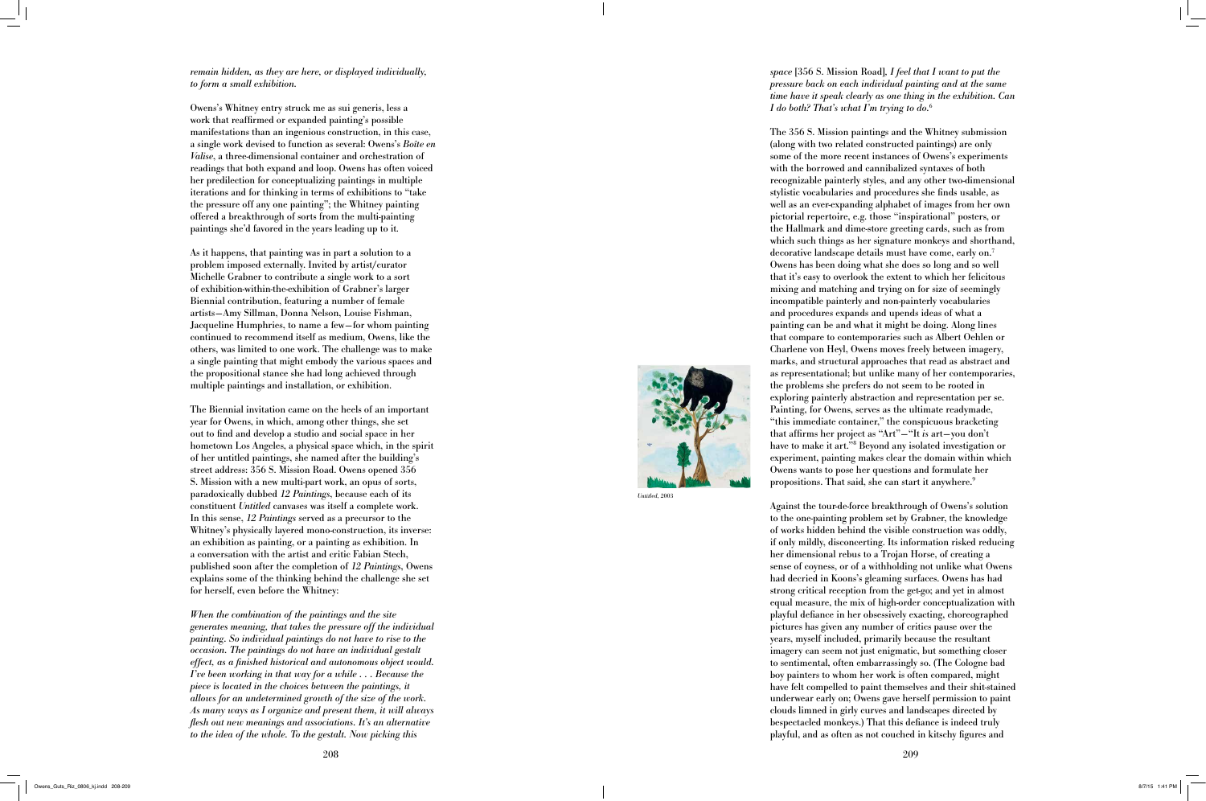*remain hidden, as they are here, or displayed individually, to form a small exhibition.*

Owens's Whitney entry struck me as sui generis, less a work that reaffirmed or expanded painting's possible manifestations than an ingenious construction, in this case, a single work devised to function as several: Owens's *Boîte en Valise*, a three-dimensional container and orchestration of readings that both expand and loop. Owens has often voiced her predilection for conceptualizing paintings in multiple iterations and for thinking in terms of exhibitions to "take the pressure off any one painting"; the Whitney painting offered a breakthrough of sorts from the multi-painting paintings she'd favored in the years leading up to it.

As it happens, that painting was in part a solution to a problem imposed externally. Invited by artist/curator Michelle Grabner to contribute a single work to a sort of exhibition-within-the-exhibition of Grabner's larger Biennial contribution, featuring a number of female artists—Amy Sillman, Donna Nelson, Louise Fishman, Jacqueline Humphries, to name a few—for whom painting continued to recommend itself as medium, Owens, like the others, was limited to one work. The challenge was to make a single painting that might embody the various spaces and the propositional stance she had long achieved through multiple paintings and installation, or exhibition.

The Biennial invitation came on the heels of an important year for Owens, in which, among other things, she set out to find and develop a studio and social space in her hometown Los Angeles, a physical space which, in the spirit of her untitled paintings, she named after the building's street address: 356 S. Mission Road. Owens opened 356 S. Mission with a new multi-part work, an opus of sorts, paradoxically dubbed *12 Paintings*, because each of its constituent *Untitled* canvases was itself a complete work. In this sense, *12 Paintings* served as a precursor to the Whitney's physically layered mono-construction, its inverse: an exhibition as painting, or a painting as exhibition. In a conversation with the artist and critic Fabian Stech, published soon after the completion of *12 Paintings*, Owens explains some of the thinking behind the challenge she set for herself, even before the Whitney:

*When the combination of the paintings and the site generates meaning, that takes the pressure off the individual painting. So individual paintings do not have to rise to the occasion. The paintings do not have an individual gestalt effect, as a finished historical and autonomous object would. I've been working in that way for a while . . . Because the piece is located in the choices between the paintings, it allows for an undetermined growth of the size of the work. As many ways as I organize and present them, it will always flesh out new meanings and associations. It's an alternative to the idea of the whole. To the gestalt. Now picking this space* [356 S. Mission Road], *I feel that I want to put the pressure back on each individual painting and at the same time have it speak clearly as one thing in the exhibition. Can I do both? That's what I'm trying to do.*[6]

The 356 S. Mission paintings and the Whitney submission (along with two related constructed paintings) are only some of the more recent instances of Owens's experiments with the borrowed and cannibalized syntaxes of both recognizable painterly styles, and any other two-dimensional stylistic vocabularies and procedures she finds usable, as well as an ever-expanding alphabet of images from her own pictorial repertoire, e.g. those "inspirational" posters, or the Hallmark and dime-store greeting cards, such as from which such things as her signature monkeys and shorthand, decorative landscape details must have come, early on.[7] Owens has been doing what she does so long and so well that it's easy to overlook the extent to which her felicitous mixing and matching and trying on for size of seemingly incompatible painterly and non-painterly vocabularies and procedures expands and upends ideas of what a painting can be and what it might be doing. Along lines that compare to contemporaries such as Albert Oehlen or Charlene von Heyl, Owens moves freely between imagery, marks, and structural approaches that read as abstract and as representational; but unlike many of her contemporaries, the problems she prefers do not seem to be rooted in exploring painterly abstraction and representation per se. Painting, for Owens, serves as the ultimate readymade, "this immediate container," the conspicuous bracketing that affirms her project as "Art"—"It *is* art—you don't have to make it art."[8] Beyond any isolated investigation or experiment, painting makes clear the domain within which Owens wants to pose her questions and formulate her propositions. That said, she can start it anywhere.[9]

*Untitled*, 2003

Against the tour-de-force breakthrough of Owens's solution to the one-painting problem set by Grabner, the knowledge of works hidden behind the visible construction was oddly, if only mildly, disconcerting. Its information risked reducing her dimensional rebus to a Trojan Horse, of creating a sense of coyness, or of a withholding not unlike what Owens had decried in Koons's gleaming surfaces. Owens has had strong critical reception from the get-go; and yet in almost equal measure, the mix of high-order conceptualization with playful defiance in her obsessively exacting, choreographed pictures has given any number of critics pause over the years, myself included, primarily because the resultant imagery can seem not just enigmatic, but something closer to sentimental, often embarrassingly so. (The Cologne bad boy painters to whom her work is often compared, might have felt compelled to paint themselves and their shit-stained underwear early on; Owens gave herself permission to paint clouds limned in girly curves and landscapes directed by bespectacled monkeys.) That this defiance is indeed truly playful, and as often as not couched in kitschy figures and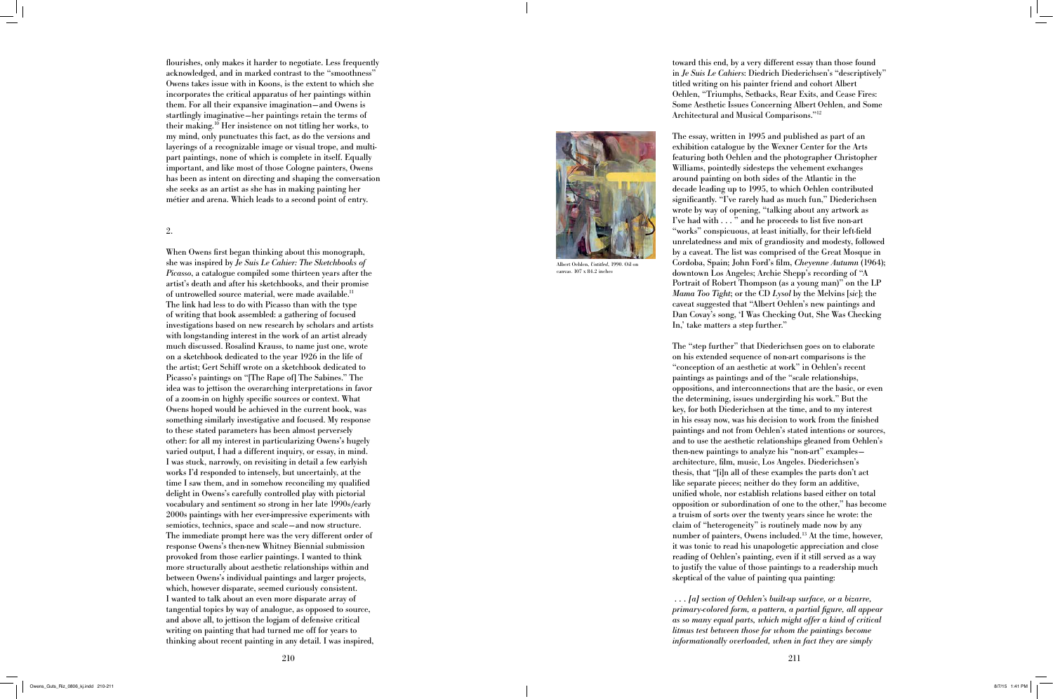flourishes, only makes it harder to negotiate. Less frequently acknowledged, and in marked contrast to the "smoothness" Owens takes issue with in Koons, is the extent to which she incorporates the critical apparatus of her paintings within them. For all their expansive imagination—and Owens is startlingly imaginative—her paintings retain the terms of their making.[10] Her insistence on not titling her works, to my mind, only punctuates this fact, as do the versions and layerings of a recognizable image or visual trope, and multi-part paintings, none of which is complete in itself. Equally important, and like most of those Cologne painters, Owens has been as intent on directing and shaping the conversation she seeks as an artist as she has in making painting her métier and arena. Which leads to a second point of entry.

## 2.

When Owens first began thinking about this monograph, she was inspired by *Je Suis Le Cahier: The Sketchbooks of Picasso*, a catalogue compiled some thirteen years after the artist's death and after his sketchbooks, and their promise of untrowelled source material, were made available.[11] The link had less to do with Picasso than with the type of writing that book assembled: a gathering of focused investigations based on new research by scholars and artists with longstanding interest in the work of an artist already much discussed. Rosalind Krauss, to name just one, wrote on a sketchbook dedicated to the year 1926 in the life of the artist; Gert Schiff wrote on a sketchbook dedicated to Picasso's paintings on "[The Rape of] The Sabines." The idea was to jettison the overarching interpretations in favor of a zoom-in on highly specific sources or context. What Owens hoped would be achieved in the current book, was something similarly investigative and focused. My response to these stated parameters has been almost perversely other: for all my interest in particularizing Owens's hugely varied output, I had a different inquiry, or essay, in mind. I was stuck, narrowly, on revisiting in detail a few earlyish works I'd responded to intensely, but uncertainly, at the time I saw them, and in somehow reconciling my qualified delight in Owens's carefully controlled play with pictorial vocabulary and sentiment so strong in her late 1990s/early 2000s paintings with her ever-impressive experiments with semiotics, technics, space and scale—and now structure. The immediate prompt here was the very different order of response Owens's then-new Whitney Biennial submission provoked from those earlier paintings. I wanted to think more structurally about aesthetic relationships within and between Owens's individual paintings and larger projects, which, however disparate, seemed curiously consistent. I wanted to talk about an even more disparate array of tangential topics by way of analogue, as opposed to source, and above all, to jettison the logjam of defensive critical writing on painting that had turned me off for years to thinking about recent painting in any detail. I was inspired, toward this end, by a very different essay than those found in *Je Suis Le Cahiers*: Diedrich Diederichsen's "descriptively" titled writing on his painter friend and cohort Albert Oehlen, "Triumphs, Setbacks, Rear Exits, and Cease Fires: Some Aesthetic Issues Concerning Albert Oehlen, and Some Architectural and Musical Comparisons."[12]

Albert Oehlen, *Untitled*, 1990. Oil on canvas. 107 x 84.2 inches

The essay, written in 1995 and published as part of an exhibition catalogue by the Wexner Center for the Arts featuring both Oehlen and the photographer Christopher Williams, pointedly sidesteps the vehement exchanges around painting on both sides of the Atlantic in the decade leading up to 1995, to which Oehlen contributed significantly. "I've rarely had as much fun," Diederichsen wrote by way of opening, "talking about any artwork as I've had with . . . " and he proceeds to list five non-art "works" conspicuous, at least initially, for their left-field unrelatedness and mix of grandiosity and modesty, followed by a caveat. The list was comprised of the Great Mosque in Cordoba, Spain; John Ford's film, *Cheyenne Autumn* (1964); downtown Los Angeles; Archie Shepp's recording of "A Portrait of Robert Thompson (as a young man)" on the LP *Mama Too Tight*; or the CD *Lysol* by the Melvins [*sic*]; the caveat suggested that "Albert Oehlen's new paintings and Dan Covay's song, 'I Was Checking Out, She Was Checking In,' take matters a step further."

The "step further" that Diederichsen goes on to elaborate on his extended sequence of non-art comparisons is the "conception of an aesthetic at work" in Oehlen's recent paintings as paintings and of the "scale relationships, oppositions, and interconnections that are the basic, or even the determining, issues undergirding his work." But the key, for both Diederichsen at the time, and to my interest in his essay now, was his decision to work from the finished paintings and not from Oehlen's stated intentions or sources, and to use the aesthetic relationships gleaned from Oehlen's then-new paintings to analyze his "non-art" examples—architecture, film, music, Los Angeles. Diederichsen's thesis, that "[i]n all of these examples the parts don't act like separate pieces; neither do they form an additive, unified whole, nor establish relations based either on total opposition or subordination of one to the other," has become a truism of sorts over the twenty years since he wrote: the claim of "heterogeneity" is routinely made now by any number of painters, Owens included.[13] At the time, however, it was tonic to read his unapologetic appreciation and close reading of Oehlen's painting, even if it still served as a way to justify the value of those paintings to a readership much skeptical of the value of painting qua painting:

*. . . [a] section of Oehlen's built-up surface, or a bizarre, primary-colored form, a pattern, a partial figure, all appear as so many equal parts, which might offer a kind of critical litmus test between those for whom the paintings become informationally overloaded, when in fact they are simply*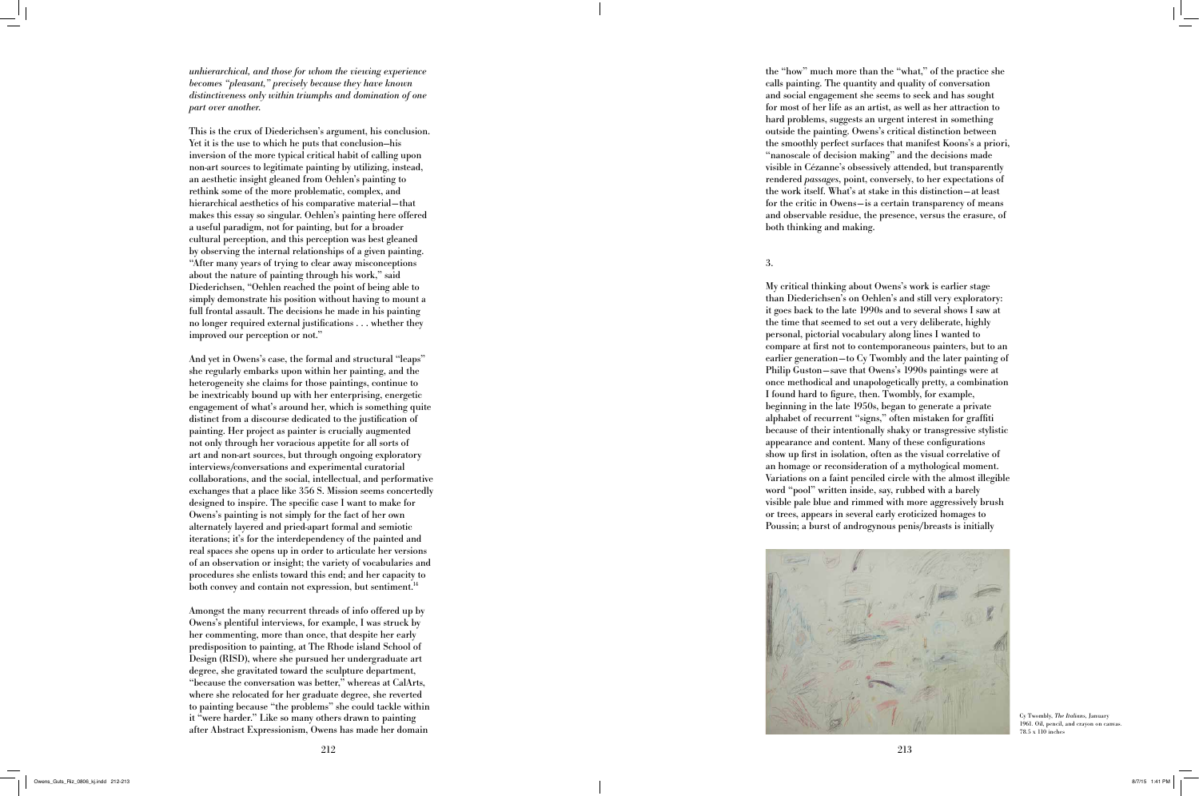*unhierarchical, and those for whom the viewing experience becomes "pleasant," precisely because they have known distinctiveness only within triumphs and domination of one part over another.*

This is the crux of Diederichsen's argument, his conclusion. Yet it is the use to which he puts that conclusion—his inversion of the more typical critical habit of calling upon non-art sources to legitimate painting by utilizing, instead, an aesthetic insight gleaned from Oehlen's painting to rethink some of the more problematic, complex, and hierarchical aesthetics of his comparative material—that makes this essay so singular. Oehlen's painting here offered a useful paradigm, not for painting, but for a broader cultural perception, and this perception was best gleaned by observing the internal relationships of a given painting. "After many years of trying to clear away misconceptions about the nature of painting through his work," said Diederichsen, "Oehlen reached the point of being able to simply demonstrate his position without having to mount a full frontal assault. The decisions he made in his painting no longer required external justifications . . . whether they improved our perception or not."

And yet in Owens's case, the formal and structural "leaps" she regularly embarks upon within her painting, and the heterogeneity she claims for those paintings, continue to be inextricably bound up with her enterprising, energetic engagement of what's around her, which is something quite distinct from a discourse dedicated to the justification of painting. Her project as painter is crucially augmented not only through her voracious appetite for all sorts of art and non-art sources, but through ongoing exploratory interviews/conversations and experimental curatorial collaborations, and the social, intellectual, and performative exchanges that a place like 356 S. Mission seems concertedly designed to inspire. The specific case I want to make for Owens's painting is not simply for the fact of her own alternately layered and pried-apart formal and semiotic iterations; it's for the interdependency of the painted and real spaces she opens up in order to articulate her versions of an observation or insight; the variety of vocabularies and procedures she enlists toward this end; and her capacity to both convey and contain not expression, but sentiment.[14]

Amongst the many recurrent threads of info offered up by Owens's plentiful interviews, for example, I was struck by her commenting, more than once, that despite her early predisposition to painting, at The Rhode island School of Design (RISD), where she pursued her undergraduate art degree, she gravitated toward the sculpture department, "because the conversation was better," whereas at CalArts, where she relocated for her graduate degree, she reverted to painting because "the problems" she could tackle within it "were harder." Like so many others drawn to painting after Abstract Expressionism, Owens has made her domain the "how" much more than the "what," of the practice she calls painting. The quantity and quality of conversation and social engagement she seems to seek and has sought for most of her life as an artist, as well as her attraction to hard problems, suggests an urgent interest in something outside the painting. Owens's critical distinction between the smoothly perfect surfaces that manifest Koons's a priori, "nanoscale of decision making" and the decisions made visible in Cézanne's obsessively attended, but transparently rendered *passages*, point, conversely, to her expectations of the work itself. What's at stake in this distinction—at least for the critic in Owens—is a certain transparency of means and observable residue, the presence, versus the erasure, of both thinking and making.

## 3.

My critical thinking about Owens's work is earlier stage than Diederichsen's on Oehlen's and still very exploratory: it goes back to the late 1990s and to several shows I saw at the time that seemed to set out a very deliberate, highly personal, pictorial vocabulary along lines I wanted to compare at first not to contemporaneous painters, but to an earlier generation—to Cy Twombly and the later painting of Philip Guston—save that Owens's 1990s paintings were at once methodical and unapologetically pretty, a combination I found hard to figure, then. Twombly, for example, beginning in the late 1950s, began to generate a private alphabet of recurrent "signs," often mistaken for graffiti because of their intentionally shaky or transgressive stylistic appearance and content. Many of these configurations show up first in isolation, often as the visual correlative of an homage or reconsideration of a mythological moment. Variations on a faint penciled circle with the almost illegible word "pool" written inside, say, rubbed with a barely visible pale blue and rimmed with more aggressively brush or trees, appears in several early eroticized homages to Poussin; a burst of androgynous penis/breasts is initially

Cy Twombly, *The Italians*, January 1961. Oil, pencil, and crayon on canvas. 78.5 x 110 inches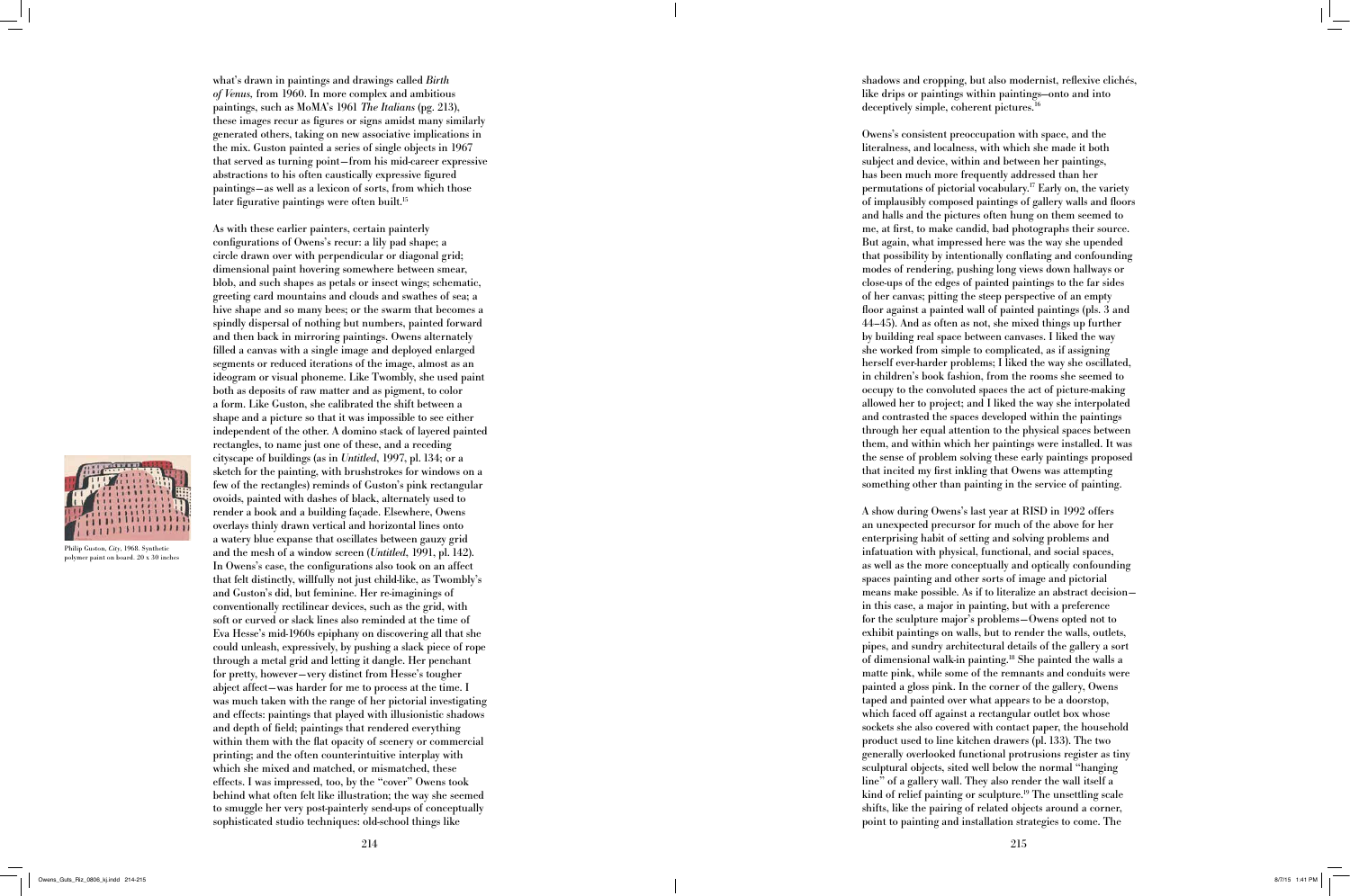what's drawn in paintings and drawings called *Birth of Venus*, from 1960. In more complex and ambitious paintings, such as MoMA's 1961 *The Italians* (pg. 213), these images recur as figures or signs amidst many similarly generated others, taking on new associative implications in the mix. Guston painted a series of single objects in 1967 that served as turning point—from his mid-career expressive abstractions to his often caustically expressive figured paintings—as well as a lexicon of sorts, from which those later figurative paintings were often built.[15]

As with these earlier painters, certain painterly configurations of Owens's recur: a lily pad shape; a circle drawn over with perpendicular or diagonal grid; dimensional paint hovering somewhere between smear, blob, and such shapes as petals or insect wings; schematic, greeting card mountains and clouds and swathes of sea; a hive shape and so many bees; or the swarm that becomes a spindly dispersal of nothing but numbers, painted forward and then back in mirroring paintings. Owens alternately filled a canvas with a single image and deployed enlarged segments or reduced iterations of the image, almost as an ideogram or visual phoneme. Like Twombly, she used paint both as deposits of raw matter and as pigment, to color a form. Like Guston, she calibrated the shift between a shape and a picture so that it was impossible to see either independent of the other. A domino stack of layered painted rectangles, to name just one of these, and a receding cityscape of buildings (as in *Untitled*, 1997, pl. 134; or a sketch for the painting, with brushstrokes for windows on a few of the rectangles) reminds of Guston's pink rectangular ovoids, painted with dashes of black, alternately used to render a book and a building façade. Elsewhere, Owens overlays thinly drawn vertical and horizontal lines onto a watery blue expanse that oscillates between gauzy grid and the mesh of a window screen (*Untitled*, 1991, pl. 142). In Owens's case, the configurations also took on an affect that felt distinctly, willfully not just child-like, as Twombly's and Guston's did, but feminine. Her re-imaginings of conventionally rectilinear devices, such as the grid, with soft or curved or slack lines also reminded at the time of Eva Hesse's mid-1960s epiphany on discovering all that she could unleash, expressively, by pushing a slack piece of rope through a metal grid and letting it dangle. Her penchant for pretty, however—very distinct from Hesse's tougher abject affect—was harder for me to process at the time. I was much taken with the range of her pictorial investigating and effects: paintings that played with illusionistic shadows and depth of field; paintings that rendered everything within them with the flat opacity of scenery or commercial printing; and the often counterintuitive interplay with which she mixed and matched, or mismatched, these effects. I was impressed, too, by the "cover" Owens took behind what often felt like illustration; the way she seemed to smuggle her very post-painterly send-ups of conceptually sophisticated studio techniques: old-school things like shadows and cropping, but also modernist, reflexive clichés, like drips or paintings within paintings—onto and into deceptively simple, coherent pictures.[16]

Philip Guston, *City*, 1968. Synthetic polymer paint on board. 20 x 30 inches

Owens's consistent preoccupation with space, and the literalness, and localness, with which she made it both subject and device, within and between her paintings, has been much more frequently addressed than her permutations of pictorial vocabulary.[17] Early on, the variety of implausibly composed paintings of gallery walls and floors and halls and the pictures often hung on them seemed to me, at first, to make candid, bad photographs their source. But again, what impressed here was the way she upended that possibility by intentionally conflating and confounding modes of rendering, pushing long views down hallways or close-ups of the edges of painted paintings to the far sides of her canvas; pitting the steep perspective of an empty floor against a painted wall of painted paintings (pls. 3 and 44–45). And as often as not, she mixed things up further by building real space between canvases. I liked the way she worked from simple to complicated, as if assigning herself ever-harder problems; I liked the way she oscillated, in children's book fashion, from the rooms she seemed to occupy to the convoluted spaces the act of picture-making allowed her to project; and I liked the way she interpolated and contrasted the spaces developed within the paintings through her equal attention to the physical spaces between them, and within which her paintings were installed. It was the sense of problem solving these early paintings proposed that incited my first inkling that Owens was attempting something other than painting in the service of painting.

A show during Owens's last year at RISD in 1992 offers an unexpected precursor for much of the above for her enterprising habit of setting and solving problems and infatuation with physical, functional, and social spaces, as well as the more conceptually and optically confounding spaces painting and other sorts of image and pictorial means make possible. As if to literalize an abstract decision—in this case, a major in painting, but with a preference for the sculpture major's problems—Owens opted not to exhibit paintings on walls, but to render the walls, outlets, pipes, and sundry architectural details of the gallery a sort of dimensional walk-in painting.[18] She painted the walls a matte pink, while some of the remnants and conduits were painted a gloss pink. In the corner of the gallery, Owens taped and painted over what appears to be a doorstop, which faced off against a rectangular outlet box whose sockets she also covered with contact paper, the household product used to line kitchen drawers (pl. 133). The two generally overlooked functional protrusions register as tiny sculptural objects, sited well below the normal "hanging line" of a gallery wall. They also render the wall itself a kind of relief painting or sculpture.[19] The unsettling scale shifts, like the pairing of related objects around a corner, point to painting and installation strategies to come. The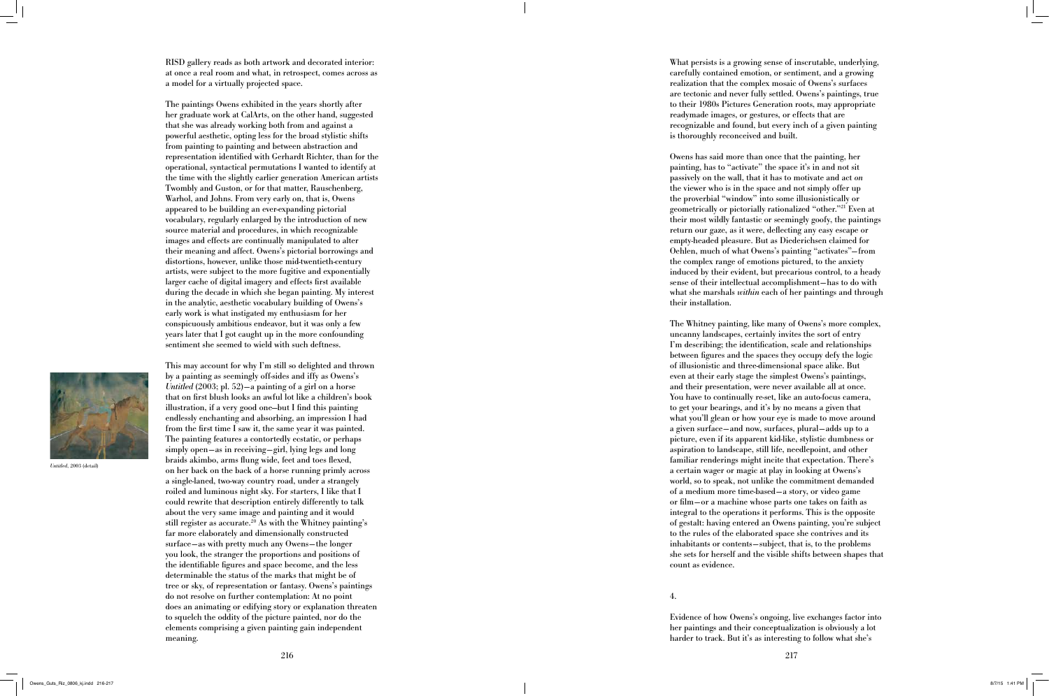RISD gallery reads as both artwork and decorated interior: at once a real room and what, in retrospect, comes across as a model for a virtually projected space.

The paintings Owens exhibited in the years shortly after her graduate work at CalArts, on the other hand, suggested that she was already working both from and against a powerful aesthetic, opting less for the broad stylistic shifts from painting to painting and between abstraction and representation identified with Gerhardt Richter, than for the operational, syntactical permutations I wanted to identify at the time with the slightly earlier generation American artists Twombly and Guston, or for that matter, Rauschenberg, Warhol, and Johns. From very early on, that is, Owens appeared to be building an ever-expanding pictorial vocabulary, regularly enlarged by the introduction of new source material and procedures, in which recognizable images and effects are continually manipulated to alter their meaning and affect. Owens's pictorial borrowings and distortions, however, unlike those mid-twentieth-century artists, were subject to the more fugitive and exponentially larger cache of digital imagery and effects first available during the decade in which she began painting. My interest in the analytic, aesthetic vocabulary building of Owens's early work is what instigated my enthusiasm for her conspicuously ambitious endeavor, but it was only a few years later that I got caught up in the more confounding sentiment she seemed to wield with such deftness.

*Untitled*, 2003 (detail)

This may account for why I'm still so delighted and thrown by a painting as seemingly off-sides and iffy as Owens's *Untitled* (2003; pl. 52)—a painting of a girl on a horse that on first blush looks an awful lot like a children's book illustration, if a very good one—but I find this painting endlessly enchanting and absorbing, an impression I had from the first time I saw it, the same year it was painted. The painting features a contortedly ecstatic, or perhaps simply open—as in receiving—girl, lying legs and long braids akimbo, arms flung wide, feet and toes flexed, on her back on the back of a horse running primly across a single-laned, two-way country road, under a strangely roiled and luminous night sky. For starters, I like that I could rewrite that description entirely differently to talk about the very same image and painting and it would still register as accurate.[20] As with the Whitney painting's far more elaborately and dimensionally constructed surface—as with pretty much any Owens—the longer you look, the stranger the proportions and positions of the identifiable figures and space become, and the less determinable the status of the marks that might be of tree or sky, of representation or fantasy. Owens's paintings do not resolve on further contemplation: At no point does an animating or edifying story or explanation threaten to squelch the oddity of the picture painted, nor do the elements comprising a given painting gain independent meaning.

What persists is a growing sense of inscrutable, underlying, carefully contained emotion, or sentiment, and a growing realization that the complex mosaic of Owens's surfaces are tectonic and never fully settled. Owens's paintings, true to their 1980s Pictures Generation roots, may appropriate readymade images, or gestures, or effects that are recognizable and found, but every inch of a given painting is thoroughly reconceived and built.

Owens has said more than once that the painting, her painting, has to "activate" the space it's in and not sit passively on the wall, that it has to motivate and act *on* the viewer who is in the space and not simply offer up the proverbial "window" into some illusionistically or geometrically or pictorially rationalized "other."[21] Even at their most wildly fantastic or seemingly goofy, the paintings return our gaze, as it were, deflecting any easy escape or empty-headed pleasure. But as Diederichsen claimed for Oehlen, much of what Owens's painting "activates"—from the complex range of emotions pictured, to the anxiety induced by their evident, but precarious control, to a heady sense of their intellectual accomplishment—has to do with what she marshals *within* each of her paintings and through their installation.

The Whitney painting, like many of Owens's more complex, uncanny landscapes, certainly invites the sort of entry I'm describing; the identification, scale and relationships between figures and the spaces they occupy defy the logic of illusionistic and three-dimensional space alike. But even at their early stage the simplest Owens's paintings, and their presentation, were never available all at once. You have to continually re-set, like an auto-focus camera, to get your bearings, and it's by no means a given that what you'll glean or how your eye is made to move around a given surface—and now, surfaces, plural—adds up to a picture, even if its apparent kid-like, stylistic dumbness or aspiration to landscape, still life, needlepoint, and other familiar renderings might incite that expectation. There's a certain wager or magic at play in looking at Owens's world, so to speak, not unlike the commitment demanded of a medium more time-based—a story, or video game or film—or a machine whose parts one takes on faith as integral to the operations it performs. This is the opposite of gestalt: having entered an Owens painting, you're subject to the rules of the elaborated space she contrives and its inhabitants or contents—subject, that is, to the problems she sets for herself and the visible shifts between shapes that count as evidence.

## 4.

Evidence of how Owens's ongoing, live exchanges factor into her paintings and their conceptualization is obviously a lot harder to track. But it's as interesting to follow what she's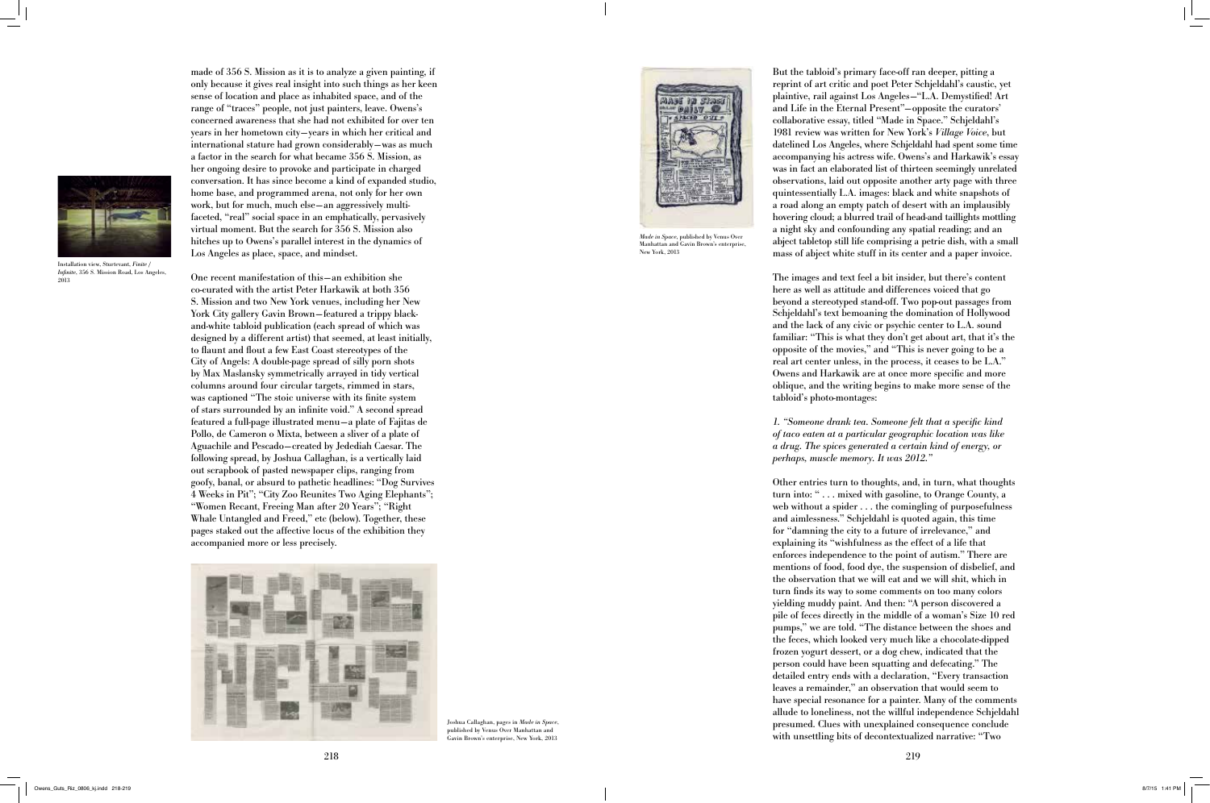made of 356 S. Mission as it is to analyze a given painting, if only because it gives real insight into such things as her keen sense of location and place as inhabited space, and of the range of "traces" people, not just painters, leave. Owens's concerned awareness that she had not exhibited for over ten years in her hometown city—years in which her critical and international stature had grown considerably—was as much a factor in the search for what became 356 S. Mission, as her ongoing desire to provoke and participate in charged conversation. It has since become a kind of expanded studio, home base, and programmed arena, not only for her own work, but for much, much else—an aggressively multi-faceted, "real" social space in an emphatically, pervasively virtual moment. But the search for 356 S. Mission also hitches up to Owens's parallel interest in the dynamics of Los Angeles as place, space, and mindset.

Installation view, Sturtevant, *Finite / Infinite*, 356 S. Mission Road, Los Angeles, 2013

One recent manifestation of this—an exhibition she co-curated with the artist Peter Harkawik at both 356 S. Mission and two New York venues, including her New York City gallery Gavin Brown—featured a trippy black-and-white tabloid publication (each spread of which was designed by a different artist) that seemed, at least initially, to flaunt and flout a few East Coast stereotypes of the City of Angels: A double-page spread of silly porn shots by Max Maslansky symmetrically arrayed in tidy vertical columns around four circular targets, rimmed in stars, was captioned "The stoic universe with its finite system of stars surrounded by an infinite void." A second spread featured a full-page illustrated menu—a plate of Fajitas de Pollo, de Cameron o Mixta, between a sliver of a plate of Aguachile and Pescado—created by Jedediah Caesar. The following spread, by Joshua Callaghan, is a vertically laid out scrapbook of pasted newspaper clips, ranging from goofy, banal, or absurd to pathetic headlines: "Dog Survives 4 Weeks in Pit"; "City Zoo Reunites Two Aging Elephants"; "Women Recant, Freeing Man after 20 Years"; "Right Whale Untangled and Freed," etc (below). Together, these pages staked out the affective locus of the exhibition they accompanied more or less precisely.

Joshua Callaghan, pages in *Made in Space*, published by Venus Over Manhattan and Gavin Brown's enterprise, New York, 2013

*Made in Space*, published by Venus Over Manhattan and Gavin Brown's enterprise, New York, 2013

But the tabloid's primary face-off ran deeper, pitting a reprint of art critic and poet Peter Schjeldahl's caustic, yet plaintive, rail against Los Angeles—"L.A. Demystified! Art and Life in the Eternal Present"—opposite the curators' collaborative essay, titled "Made in Space." Schjeldahl's 1981 review was written for New York's *Village Voice*, but datelined Los Angeles, where Schjeldahl had spent some time accompanying his actress wife. Owens's and Harkawik's essay was in fact an elaborated list of thirteen seemingly unrelated observations, laid out opposite another arty page with three quintessentially L.A. images: black and white snapshots of a road along an empty patch of desert with an implausibly hovering cloud; a blurred trail of head-and taillights mottling a night sky and confounding any spatial reading; and an abject tabletop still life comprising a petrie dish, with a small mass of abject white stuff in its center and a paper invoice.

The images and text feel a bit insider, but there's content here as well as attitude and differences voiced that go beyond a stereotyped stand-off. Two pop-out passages from Schjeldahl's text bemoaning the domination of Hollywood and the lack of any civic or psychic center to L.A. sound familiar: "This is what they don't get about art, that it's the opposite of the movies," and "This is never going to be a real art center unless, in the process, it ceases to be L.A." Owens and Harkawik are at once more specific and more oblique, and the writing begins to make more sense of the tabloid's photo-montages:

*1. "Someone drank tea. Someone felt that a specific kind of taco eaten at a particular geographic location was like a drug. The spices generated a certain kind of energy, or perhaps, muscle memory. It was 2012."*

Other entries turn to thoughts, and, in turn, what thoughts turn into: " . . . mixed with gasoline, to Orange County, a web without a spider . . . the comingling of purposefulness and aimlessness." Schjeldahl is quoted again, this time for "damning the city to a future of irrelevance," and explaining its "wishfulness as the effect of a life that enforces independence to the point of autism." There are mentions of food, food dye, the suspension of disbelief, and the observation that we will eat and we will shit, which in turn finds its way to some comments on too many colors yielding muddy paint. And then: "A person discovered a pile of feces directly in the middle of a woman's Size 10 red pumps," we are told. "The distance between the shoes and the feces, which looked very much like a chocolate-dipped frozen yogurt dessert, or a dog chew, indicated that the person could have been squatting and defecating." The detailed entry ends with a declaration, "Every transaction leaves a remainder," an observation that would seem to have special resonance for a painter. Many of the comments allude to loneliness, not the willful independence Schjeldahl presumed. Clues with unexplained consequence conclude with unsettling bits of decontextualized narrative: "Two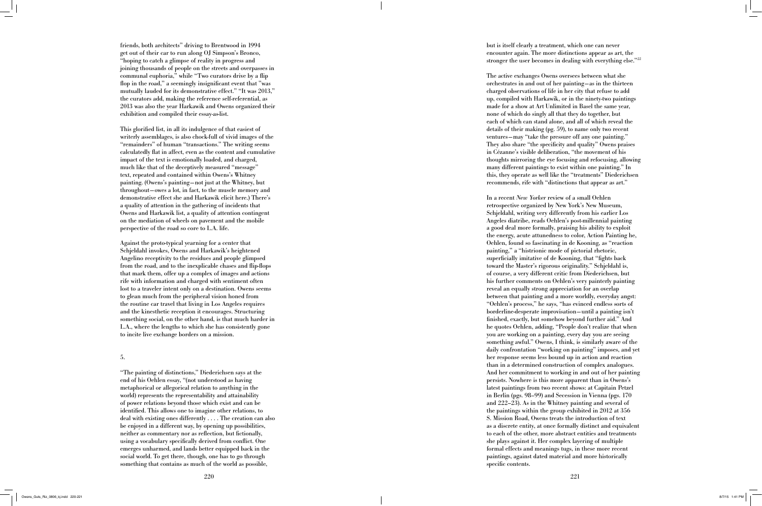friends, both architects" driving to Brentwood in 1994 get out of their car to run along OJ Simpson's Bronco, "hoping to catch a glimpse of reality in progress and joining thousands of people on the streets and overpasses in communal euphoria," while "Two curators drive by a flip flop in the road," a seemingly insignificant event that "was mutually lauded for its demonstrative effect." "It was 2013," the curators add, making the reference self-referential, as 2013 was also the year Harkawik and Owens organized their exhibition and compiled their essay-as-list.

This glorified list, in all its indulgence of that easiest of writerly assemblages, is also chock-full of vivid images of the "remainders" of human "transactions." The writing seems calculatedly flat in affect, even as the content and cumulative impact of the text is emotionally loaded, and charged, much like that of the deceptively measured "message" text, repeated and contained within Owens's Whitney painting. (Owens's painting—not just at the Whitney, but throughout—owes a lot, in fact, to the muscle memory and demonstrative effect she and Harkawik elicit here.) There's a quality of attention in the gathering of incidents that Owens and Harkawik list, a quality of attention contingent on the mediation of wheels on pavement and the mobile perspective of the road so core to L.A. life.

Against the proto-typical yearning for a center that Schjeldahl invokes, Owens and Harkawik's heightened Angelino receptivity to the residues and people glimpsed from the road, and to the inexplicable chases and flip-flops that mark them, offer up a complex of images and actions rife with information and charged with sentiment often lost to a traveler intent only on a destination. Owens seems to glean much from the peripheral vision honed from the routine car travel that living in Los Angeles requires and the kinesthetic reception it encourages. Structuring something social, on the other hand, is that much harder in L.A., where the lengths to which she has consistently gone to incite live exchange borders on a mission.

5.

"The painting of distinctions," Diederichsen says at the end of his Oehlen essay, "(not understood as having metaphorical or allegorical relation to anything in the world) represents the representability and attainability of power relations beyond those which exist and can be identified. This allows one to imagine other relations, to deal with existing ones differently . . . . The creation can also be enjoyed in a different way, by opening up possibilities, neither as commentary nor as reflection, but fictionally, using a vocabulary specifically derived from conflict. One emerges unharmed, and lands better equipped back in the social world. To get there, though, one has to go through something that contains as much of the world as possible, but is itself clearly a treatment, which one can never encounter again. The more distinctions appear as art, the stronger the user becomes in dealing with everything else."[22]

The active exchanges Owens oversees between what she orchestrates in and out of her painting—as in the thirteen charged observations of life in her city that refuse to add up, compiled with Harkawik, or in the ninety-two paintings made for a show at Art Unlimited in Basel the same year, none of which do singly all that they do together, but each of which can stand alone, and all of which reveal the details of their making (pg. 59), to name only two recent ventures—may "take the pressure off any one painting." They also share "the specificity and quality" Owens praises in Cézanne's visible deliberation, "the movement of his thoughts mirroring the eye focusing and refocusing, allowing many different paintings to exist within one painting." In this, they operate as well like the "treatments" Diederichsen recommends, rife with "distinctions that appear as art."

In a recent *New Yorker* review of a small Oehlen retrospective organized by New York's New Museum, Schjeldahl, writing very differently from his earlier Los Angeles diatribe, reads Oehlen's post-millennial painting a good deal more formally, praising his ability to exploit the energy, acute attunedness to color, Action Painting he, Oehlen, found so fascinating in de Kooning, as "reaction painting," a "histrionic mode of pictorial rhetoric, superficially imitative of de Kooning, that "fights back toward the Master's rigorous originality." Schjeldahl is, of course, a very different critic from Diederichsen, but his further comments on Oehlen's very painterly painting reveal an equally strong appreciation for an overlap between that painting and a more worldly, everyday angst: "Oehlen's process," he says, "has evinced endless sorts of borderline-desperate improvisation—until a painting isn't finished, exactly, but somehow beyond further aid." And he quotes Oehlen, adding, "People don't realize that when you are working on a painting, every day you are seeing something awful." Owens, I think, is similarly aware of the daily confrontation "working on painting" imposes, and yet her response seems less bound up in action and reaction than in a determined construction of complex analogues. And her commitment to working in and out of her painting persists. Nowhere is this more apparent than in Owens's latest paintings from two recent shows: at Capitain Petzel in Berlin (pgs. 98–99) and Secession in Vienna (pgs. 170 and 222–23). As in the Whitney painting and several of the paintings within the group exhibited in 2012 at 356 S. Mission Road, Owens treats the introduction of text as a discrete entity, at once formally distinct and equivalent to each of the other, more abstract entities and treatments she plays against it. Her complex layering of multiple formal effects and meanings tugs, in these more recent paintings, against dated material and more historically specific contents.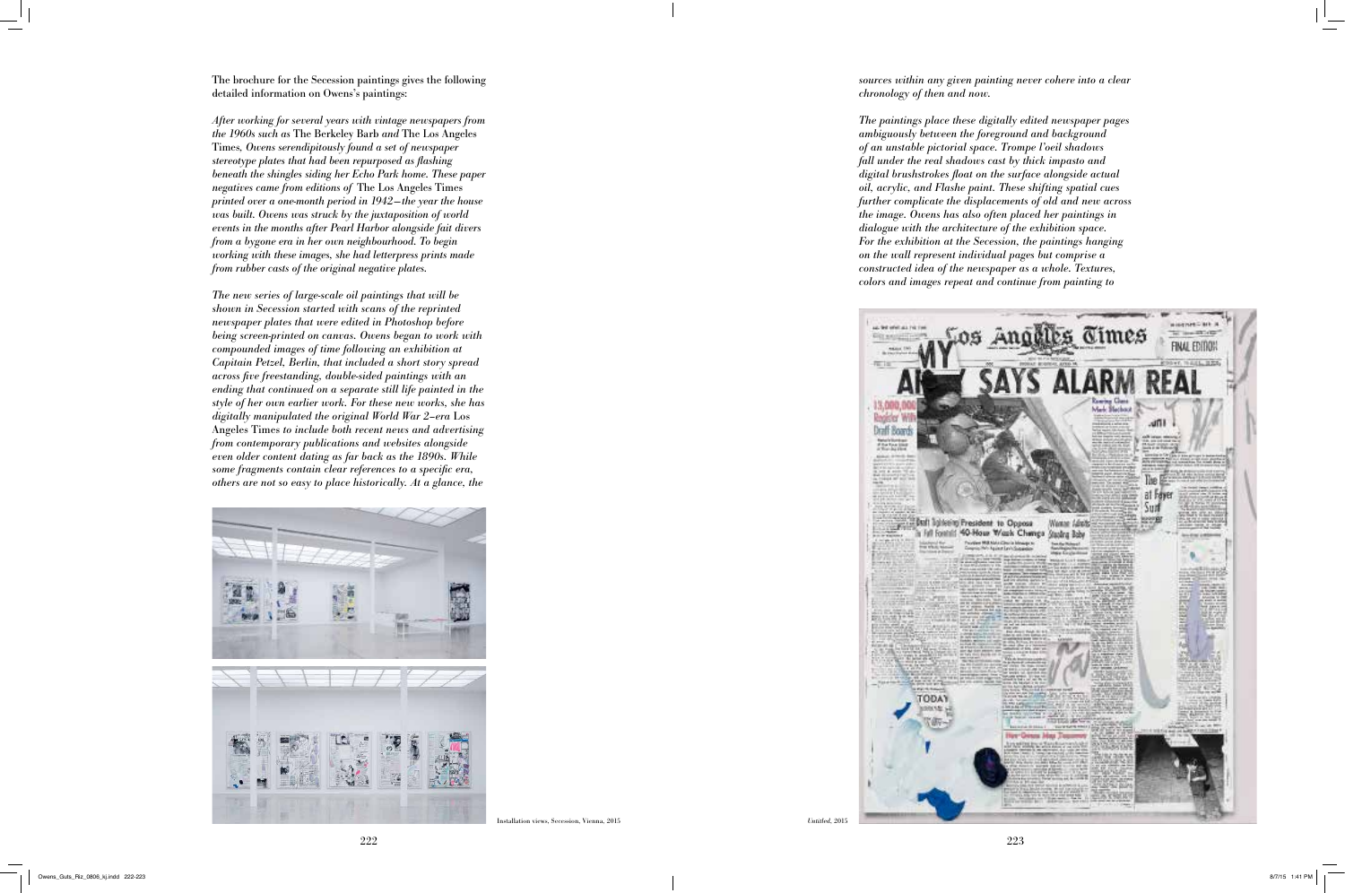The brochure for the Secession paintings gives the following detailed information on Owens's paintings:

*After working for several years with vintage newspapers from the 1960s such as* The Berkeley Barb *and* The Los Angeles Times*, Owens serendipitously found a set of newspaper stereotype plates that had been repurposed as flashing beneath the shingles siding her Echo Park home. These paper negatives came from editions of* The Los Angeles Times *printed over a one-month period in 1942—the year the house was built. Owens was struck by the juxtaposition of world events in the months after Pearl Harbor alongside fait divers from a bygone era in her own neighbourhood. To begin working with these images, she had letterpress prints made from rubber casts of the original negative plates.*

*The new series of large-scale oil paintings that will be shown in Secession started with scans of the reprinted newspaper plates that were edited in Photoshop before being screen-printed on canvas. Owens began to work with compounded images of time following an exhibition at Capitain Petzel, Berlin, that included a short story spread across five freestanding, double-sided paintings with an ending that continued on a separate still life painted in the style of her own earlier work. For these new works, she has digitally manipulated the original World War 2–era* Los Angeles Times *to include both recent news and advertising from contemporary publications and websites alongside even older content dating as far back as the 1890s. While some fragments contain clear references to a specific era, others are not so easy to place historically. At a glance, the sources within any given painting never cohere into a clear chronology of then and now.*

*The paintings place these digitally edited newspaper pages ambiguously between the foreground and background of an unstable pictorial space. Trompe l'oeil shadows fall under the real shadows cast by thick impasto and digital brushstrokes float on the surface alongside actual oil, acrylic, and Flashe paint. These shifting spatial cues further complicate the displacements of old and new across the image. Owens has also often placed her paintings in dialogue with the architecture of the exhibition space. For the exhibition at the Secession, the paintings hanging on the wall represent individual pages but comprise a constructed idea of the newspaper as a whole. Textures, colors and images repeat and continue from painting to*

Installation views, Secession, Vienna, 2015

*Untitled*, 2015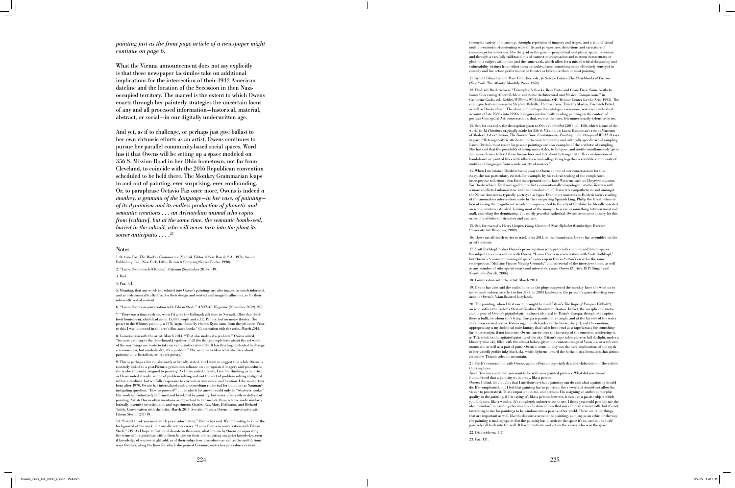*painting just as the front page article of a newspaper might continue on page 6.*

What the Vienna announcement does not say explicitly is that these newspaper facsimiles take on additional implications for the intersection of their 1942 American dateline and the location of the Secession in then Nazi-occupied territory. The marvel is the extent to which Owens enacts through her painterly strategies the uncertain locus of any and all processed information—historical, material, abstract, or social—in our digitally underwritten age.

And yet, as if to challenge, or perhaps just give ballast to her own virtuosic efforts as an artist, Owens continues to pursue her parallel community-based social spaces. Word has it that Owens will be setting up a space modeled on 356 S. Mission Road in her Ohio hometown, not far from Cleveland, to coincide with the 2016 Republican convention scheduled to be held there. The Monkey Grammarian leaps in and out of painting, ever surprising, ever confounding. Or, to paraphrase Octavio Paz once more, Owens is indeed *a monkey, a gramma of the language—in her case, of painting—of its dynamism and its endless production of phonetic and semantic creations . . . an Aristotelian animal who copies from [culture], but at the same time, the semantic bomb-seed, buried in the subsoil, who will never turn into the plant its sower anticipates . . . .*[23]

## Notes

1. Octavio Paz, *The Monkey Grammarian* (Madrid: Editorial Seix Barral, S.A., 1974; Arcade Publishing, Inc., New York, Little, Brown & Company/Seaver Books, 1990).

2. "Laura Owens on Jeff Koons," *Artforum* (September 2014): 319.

3. Ibid.

4. Paz, 131.

5. Meaning, that any words introduced into Owens's paintings are also images, as much informed, and as instrumentally affective, for their design and context and imagistic allusions, as for their inherently verbal content.

6. "Laura Owens in conversation with Fabian Stech," *ANNUAL Magazine* (November 2012): 218.

7. "There was a time, early on, when I'd go to the Hallmark gift store in Norwalk, Ohio (her childhood hometown), which had about 15,000 people and a J.C. Penney, but no movie theater. The poster in the Whitney painting, a 1976 Argus Poster by Sharon Ryan, came from the gift store. Prior to this, I was interested in children's illustrated books." Conversation with the artist, March 2014.

8. Conversation with the artist, March 2014. "That also makes it a problem," Owens added, "because painting is the [benchmark] signifier of all the things people hate about the art world, of the way things are made to take on value, indiscriminately. It has this huge potential to change consciousness, but symbolically, it's a problem." She went on to liken what she likes about painting to its literalism, or "dumb poetry."

9. This is perhaps a bit too abstractly or broadly stated, but I want to suggest that while Owens is routinely linked to a post-Pictures generation reliance on appropriated imagery and procedures, she is also routinely assigned to painting. As I have noted already, I see her thinking as an artist, as I have noted already, as one of problem solving and not the sort of problem solving instigated within a medium, but willfully responsive to current circumstance and location. Like most artists born after 1970, Owens has internalized such post-medium rhetorical formulations as Nauman's instigating question, "How to proceed?" . . . to which his answer could only be "whatever works." Her work is productively informed and bracketed *by* painting, but never inherently in *defense of* painting. Artists Owens often mentions as important to her include three who've made similarly formally inventive investigations and experiment: Charles Ray, Mary Heilmann, and Richard Tuttle. Conversation with the artist, March 2014. See also: "Laura Owens in conversation with Fabian Stech," 217–19.

10. "I don't think you need much prior information," Owens has said. It's interesting to know the background of the work, but usually not necessary. "Laura Owens in conversation with Fabian Stech," 219. As I hope to further elaborate in this essay, what I mean by Owens incorporating the terms of her paintings within them hinges on their not requiring any prior knowledge, even if knowledge of sources might add, as of their subjects or procedures as well as the multifarious ways Owens's, along the lines for which she praised Cézanne, makes her procedures evident through a variety of means e.g. through: repetition of imagery and tropes, and a kind of visual multiple-entendre; disorienting scale shifts and perspectives; distortions and caricature of common pictorial devices, like the grid or the gaze or perspectival and planar spatial recession; and through a carefully calibrated mix of earnest representation and cartoon commentary or gloss on a subject within one and the same work, which allow for a mix of critical distancing and vulnerability distinct from either irony or ambivalence, something more effectively conveyed in comedy and live action performance or theater or literature than in most painting.

11. Arnold Glimcher and Marc Glimcher, eds., *Je Suis Le Cahier: The Sketchbooks of Picasso* (New York: The Atlantic Monthly Press, 1986).

12. Diedrich Diederichsen, "Triumphs, Setbacks, Rear Exits, and Cease Fires: Some Aesthetic Issues Concerning Modern Architectural and Musical Comparisons," in Catherine Gudis, ed., *Oehlen/Williams 95* (Columbus, OH: Wexner Center for the Arts, 1995). The catalogue featured essays by Stephen Melville, Thomas Crow, Timothy Martin, Friedrich Petzel, as well as Diederichsen. The show, and perhaps the catalogue even more, was a real watershed account of late 1980s into 1990s dialogues involved with reading painting in the context of postwar Conceptual Art, conversations, that, even at the time, felt unnecessarily defensive to me.

13. See, for example, the description given to Owens's *Untitled* (2013; pl. 110), which is one of the works in *12 Paintings* originally made for 356 S. Mission, in Laura Hauptman's recent Museum of Modern Art exhibition, *The Forever Now: Contemporary Painting in an Atemporal World*. It says in part: "Heterogeneity is attributed to the very temporally and culturally specific art of sampling. Laura Owens's most recent large-scale paintings are also examples of the aesthetic of sampling. She has said that the possibility of using many styles, techniques, and motifs simultaneously 'gives you more chance to level these hierarchies and talk about heterogeneity.' Her combination of hand-drawn or painted lines with silkscreen and collage bring together a veritable community of motifs and languages from a wide variety of sources."

14. When I mentioned Diederichsen's essay to Owens in one of our conversations for this essay, she was particularly excited, for example, by his radical reading of the complicated introspective reflection John Ford incorporated in his later Westerns such as *Cheyenne Autumn*. For Diederichsen, Ford managed to bracket a conventionally unapologetic studio Western with a more conflicted sub-narrative and the introduction of characters sympathetic to and amongst the Native Americans typically portrayed as types. Even more maverick is Diederichsen's reading of the anomalous intervention made by the conquering Spanish king, Philip the Great, when in lieu of razing the magnificent arcaded mosque central to the city of Cordoba, he literally inserted an iconic western cathedral, leaving most of the mosque to serve as something between moat and mall, encircling the dominating, but mostly peaceful cathedral. Owens seems ever-hungry for this order of aesthetic construction and analysis.

15. See, for example, Harry Cooper, *Philip Guston: A New Alphabet* (Cambridge: Harvard University Art Museums, 2000).

16. These are all much easier to track circa 2015, in the thumbnails Owens has assembled on the artist's website.

17. Scott Rothkopf makes Owens's preoccupation with pictorially complex and literal spaces his subject in a conversation with Owens, "Laura Owens in conversation with Scott Rothkopf," but Owens's "consistent mining of space" comes up in Gloria Sutton's essay for the same retrospective, "Shifting Figures Moving Grounds," and in several of the interviews there, as well as any number of subsequent essays and interviews. *Laura Owens* (Zurich: JRP/Ringer and Kunsthalle Zürich, 2006).

18. Conversation with the artist, March 2014.

19. Owens has also said the outlet holes on the plugs suggested the monkey faces she went on to use to such subversive effect in her 2000 to 2003 landscapes, the primate's gazes directing ours around Owens's Asian-flavored fairylands.

20. The painting, when I first saw it, brought to mind Titian's *The Rape of Europa* (1560–62), an icon within the Isabella Stewart Gardner Museum in Boston. In fact, the inexplicable meta-stabile pose of Owens's pigtailed girl is almost identical to Titian's Europa, though like *Jupiter* (here a bull), on whom she's lying, Europa is painted at an angle, and at the far side of the water she's been carried across. Owens ingeniously levels out the horse, the girl, and the emotion, appropriating a mythological male fantasy that's also been read as a rape fantasy for something far more benign, if not innocent. Owens carries over the intensity of the emotion, reinforcing it, as Titian did, in the agitated painting of the sky. (Titian's rape takes place in full daylight, under a blustery blue sky, filled with the almost hokey–given the context–image of Vesuvius, or a volcanic mountain, as well as a pair of putti; Owens's seems to play out the dark implications of the myth in her weirdly gothic inky black sky, which lightens toward the horizon in a formation that almost resembles Titian's volcanic mountain.

21. Stech's conversation with Owens, again, offers an especially detailed elaboration of the artist's thinking here:
*Stech*: You once said that you want to be with your painted pictures. What did you mean? I understood that a painting is, in a way, like a person.
*Owens*: I think it's a quality that I attribute to what a painting can do and what a painting should do. It's complicated, but I feel that painting has to penetrate the viewer and should not allow the viewer to penetrate it. That's important to me, and perhaps I'm assigning an anthropomorphic quality to the painting, if I'm saying it's like a person; however, it can't be a passive object which you look into, like a window. It's completely uninteresting to me. I think you could possibly use the idea "window" in paintings because it's a historical idea that you can play around with, but it's not interesting to me for paintings to be windows into a passive other world. There are other things that are important as well, like the discourse around the painting, painting as an ethic, or the way the painting is making space. But the painting has to activate the space it's in, and not let itself passively fall back into the wall. It has to motivate and act on the viewer who is in the space. . . .

22. Diederichsen, 117.

23. Paz, 131.